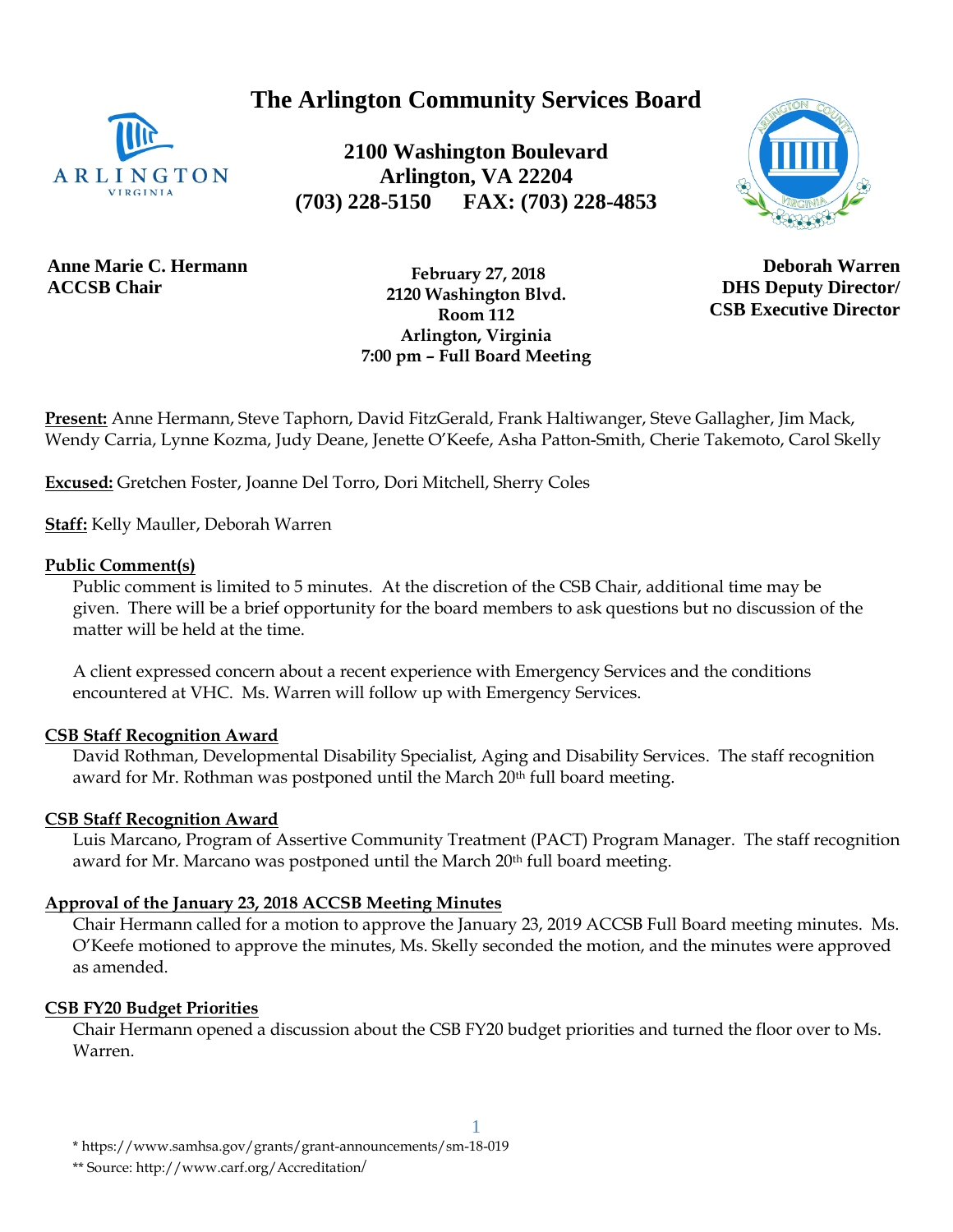# The Arlington Community Services Board

**2100 Washington Boulevard**
**Arlington, VA 22204**
**(703) 228-5150 FAX: (703) 228-4853**

**Anne Marie C. Hermann**
**ACCSB Chair**

**February 27, 2018**
**2120 Washington Blvd.**
**Room 112**
**Arlington, Virginia**
**7:00 pm – Full Board Meeting**

**Deborah Warren**
**DHS Deputy Director/**
**CSB Executive Director**

**Present:** Anne Hermann, Steve Taphorn, David FitzGerald, Frank Haltiwanger, Steve Gallagher, Jim Mack, Wendy Carria, Lynne Kozma, Judy Deane, Jenette O'Keefe, Asha Patton-Smith, Cherie Takemoto, Carol Skelly

**Excused:** Gretchen Foster, Joanne Del Torro, Dori Mitchell, Sherry Coles

**Staff:** Kelly Mauller, Deborah Warren

**Public Comment(s)**

Public comment is limited to 5 minutes. At the discretion of the CSB Chair, additional time may be given. There will be a brief opportunity for the board members to ask questions but no discussion of the matter will be held at the time.

A client expressed concern about a recent experience with Emergency Services and the conditions encountered at VHC. Ms. Warren will follow up with Emergency Services.

**CSB Staff Recognition Award**

David Rothman, Developmental Disability Specialist, Aging and Disability Services. The staff recognition award for Mr. Rothman was postponed until the March 20th full board meeting.

**CSB Staff Recognition Award**

Luis Marcano, Program of Assertive Community Treatment (PACT) Program Manager. The staff recognition award for Mr. Marcano was postponed until the March 20th full board meeting.

**Approval of the January 23, 2018 ACCSB Meeting Minutes**

Chair Hermann called for a motion to approve the January 23, 2019 ACCSB Full Board meeting minutes. Ms. O'Keefe motioned to approve the minutes, Ms. Skelly seconded the motion, and the minutes were approved as amended.

**CSB FY20 Budget Priorities**

Chair Hermann opened a discussion about the CSB FY20 budget priorities and turned the floor over to Ms. Warren.

\* https://www.samhsa.gov/grants/grant-announcements/sm-18-019

\*\* Source: http://www.carf.org/Accreditation/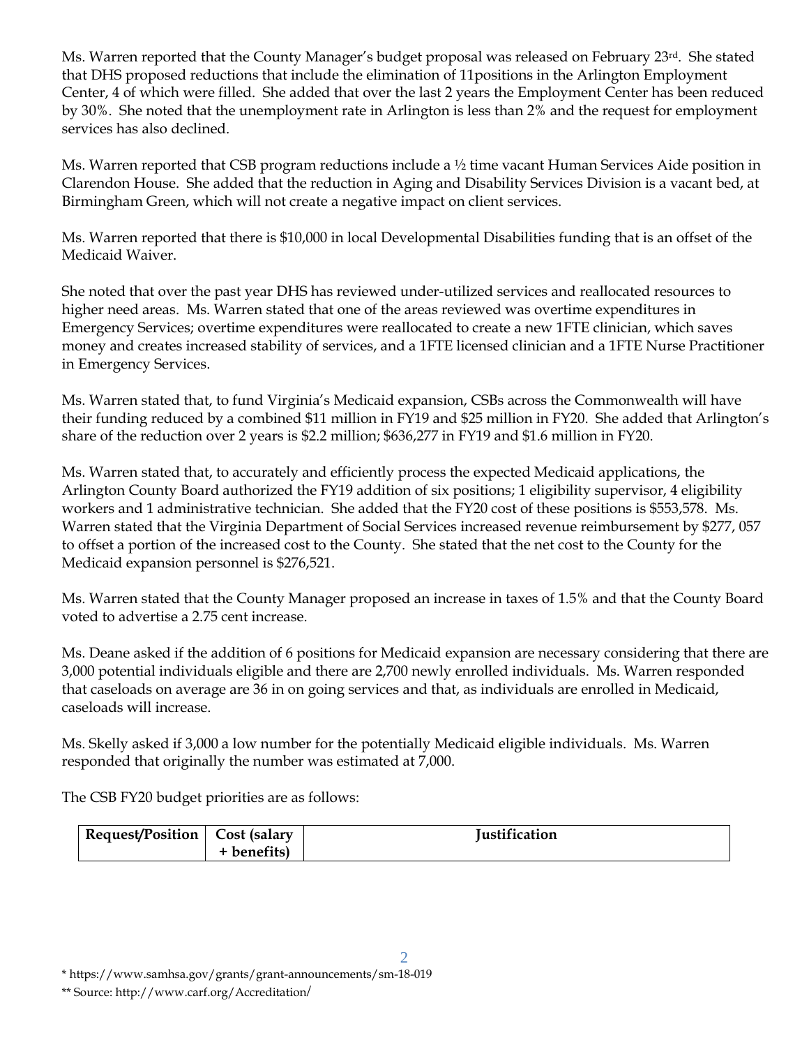Ms. Warren reported that the County Manager's budget proposal was released on February 23rd. She stated that DHS proposed reductions that include the elimination of 11positions in the Arlington Employment Center, 4 of which were filled. She added that over the last 2 years the Employment Center has been reduced by 30%. She noted that the unemployment rate in Arlington is less than 2% and the request for employment services has also declined.

Ms. Warren reported that CSB program reductions include a ½ time vacant Human Services Aide position in Clarendon House. She added that the reduction in Aging and Disability Services Division is a vacant bed, at Birmingham Green, which will not create a negative impact on client services.

Ms. Warren reported that there is $10,000 in local Developmental Disabilities funding that is an offset of the Medicaid Waiver.

She noted that over the past year DHS has reviewed under-utilized services and reallocated resources to higher need areas. Ms. Warren stated that one of the areas reviewed was overtime expenditures in Emergency Services; overtime expenditures were reallocated to create a new 1FTE clinician, which saves money and creates increased stability of services, and a 1FTE licensed clinician and a 1FTE Nurse Practitioner in Emergency Services.

Ms. Warren stated that, to fund Virginia's Medicaid expansion, CSBs across the Commonwealth will have their funding reduced by a combined $11 million in FY19 and $25 million in FY20. She added that Arlington's share of the reduction over 2 years is $2.2 million; $636,277 in FY19 and $1.6 million in FY20.

Ms. Warren stated that, to accurately and efficiently process the expected Medicaid applications, the Arlington County Board authorized the FY19 addition of six positions; 1 eligibility supervisor, 4 eligibility workers and 1 administrative technician. She added that the FY20 cost of these positions is $553,578. Ms. Warren stated that the Virginia Department of Social Services increased revenue reimbursement by $277, 057 to offset a portion of the increased cost to the County. She stated that the net cost to the County for the Medicaid expansion personnel is $276,521.

Ms. Warren stated that the County Manager proposed an increase in taxes of 1.5% and that the County Board voted to advertise a 2.75 cent increase.

Ms. Deane asked if the addition of 6 positions for Medicaid expansion are necessary considering that there are 3,000 potential individuals eligible and there are 2,700 newly enrolled individuals. Ms. Warren responded that caseloads on average are 36 in on going services and that, as individuals are enrolled in Medicaid, caseloads will increase.

Ms. Skelly asked if 3,000 a low number for the potentially Medicaid eligible individuals. Ms. Warren responded that originally the number was estimated at 7,000.

The CSB FY20 budget priorities are as follows:

| Request/Position | Cost (salary + benefits) | Justification |
|---|---|---|

* https://www.samhsa.gov/grants/grant-announcements/sm-18-019

** Source: http://www.carf.org/Accreditation/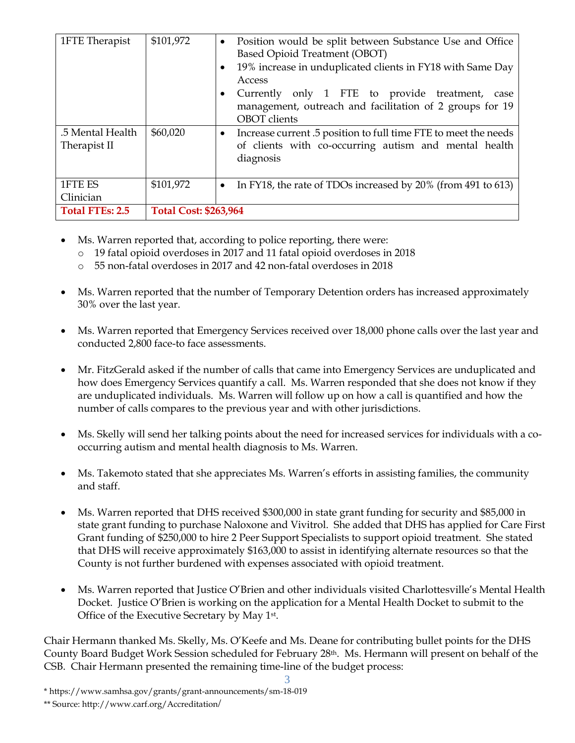| 1FTE Therapist | $101,972 | • Position would be split between Substance Use and Office Based Opioid Treatment (OBOT)<br>• 19% increase in unduplicated clients in FY18 with Same Day Access<br>• Currently only 1 FTE to provide treatment, case management, outreach and facilitation of 2 groups for 19 OBOT clients |
|---|---|---|
| .5 Mental Health Therapist II | $60,020 | • Increase current .5 position to full time FTE to meet the needs of clients with co-occurring autism and mental health diagnosis |
| 1FTE ES Clinician | $101,972 | • In FY18, the rate of TDOs increased by 20% (from 491 to 613) |
| **Total FTEs: 2.5** | **Total Cost: $263,964** | |

- Ms. Warren reported that, according to police reporting, there were:
  - 19 fatal opioid overdoses in 2017 and 11 fatal opioid overdoses in 2018
  - 55 non-fatal overdoses in 2017 and 42 non-fatal overdoses in 2018

- Ms. Warren reported that the number of Temporary Detention orders has increased approximately 30% over the last year.

- Ms. Warren reported that Emergency Services received over 18,000 phone calls over the last year and conducted 2,800 face-to face assessments.

- Mr. FitzGerald asked if the number of calls that came into Emergency Services are unduplicated and how does Emergency Services quantify a call. Ms. Warren responded that she does not know if they are unduplicated individuals. Ms. Warren will follow up on how a call is quantified and how the number of calls compares to the previous year and with other jurisdictions.

- Ms. Skelly will send her talking points about the need for increased services for individuals with a co-occurring autism and mental health diagnosis to Ms. Warren.

- Ms. Takemoto stated that she appreciates Ms. Warren's efforts in assisting families, the community and staff.

- Ms. Warren reported that DHS received $300,000 in state grant funding for security and $85,000 in state grant funding to purchase Naloxone and Vivitrol. She added that DHS has applied for Care First Grant funding of $250,000 to hire 2 Peer Support Specialists to support opioid treatment. She stated that DHS will receive approximately $163,000 to assist in identifying alternate resources so that the County is not further burdened with expenses associated with opioid treatment.

- Ms. Warren reported that Justice O'Brien and other individuals visited Charlottesville's Mental Health Docket. Justice O'Brien is working on the application for a Mental Health Docket to submit to the Office of the Executive Secretary by May 1st.

Chair Hermann thanked Ms. Skelly, Ms. O'Keefe and Ms. Deane for contributing bullet points for the DHS County Board Budget Work Session scheduled for February 28th. Ms. Hermann will present on behalf of the CSB. Chair Hermann presented the remaining time-line of the budget process:

* https://www.samhsa.gov/grants/grant-announcements/sm-18-019

** Source: http://www.carf.org/Accreditation/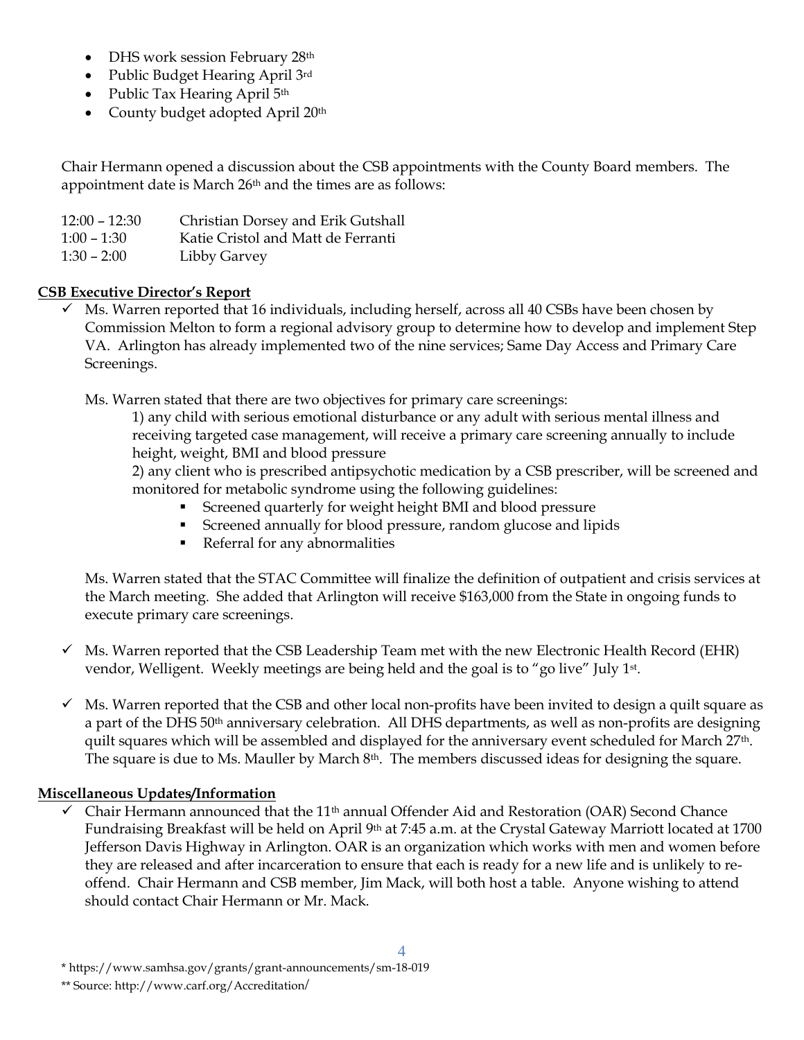- DHS work session February 28th
- Public Budget Hearing April 3rd
- Public Tax Hearing April 5th
- County budget adopted April 20th

Chair Hermann opened a discussion about the CSB appointments with the County Board members. The appointment date is March 26th and the times are as follows:

| | |
|---|---|
| 12:00 – 12:30 | Christian Dorsey and Erik Gutshall |
| 1:00 – 1:30 | Katie Cristol and Matt de Ferranti |
| 1:30 – 2:00 | Libby Garvey |

**CSB Executive Director's Report**

- ✓ Ms. Warren reported that 16 individuals, including herself, across all 40 CSBs have been chosen by Commission Melton to form a regional advisory group to determine how to develop and implement Step VA. Arlington has already implemented two of the nine services; Same Day Access and Primary Care Screenings.

  Ms. Warren stated that there are two objectives for primary care screenings:

  1) any child with serious emotional disturbance or any adult with serious mental illness and receiving targeted case management, will receive a primary care screening annually to include height, weight, BMI and blood pressure

  2) any client who is prescribed antipsychotic medication by a CSB prescriber, will be screened and monitored for metabolic syndrome using the following guidelines:
     - Screened quarterly for weight height BMI and blood pressure
     - Screened annually for blood pressure, random glucose and lipids
     - Referral for any abnormalities

  Ms. Warren stated that the STAC Committee will finalize the definition of outpatient and crisis services at the March meeting. She added that Arlington will receive $163,000 from the State in ongoing funds to execute primary care screenings.

- ✓ Ms. Warren reported that the CSB Leadership Team met with the new Electronic Health Record (EHR) vendor, Welligent. Weekly meetings are being held and the goal is to "go live" July 1st.

- ✓ Ms. Warren reported that the CSB and other local non-profits have been invited to design a quilt square as a part of the DHS 50th anniversary celebration. All DHS departments, as well as non-profits are designing quilt squares which will be assembled and displayed for the anniversary event scheduled for March 27th. The square is due to Ms. Mauller by March 8th. The members discussed ideas for designing the square.

**Miscellaneous Updates/Information**

- ✓ Chair Hermann announced that the 11th annual Offender Aid and Restoration (OAR) Second Chance Fundraising Breakfast will be held on April 9th at 7:45 a.m. at the Crystal Gateway Marriott located at 1700 Jefferson Davis Highway in Arlington. OAR is an organization which works with men and women before they are released and after incarceration to ensure that each is ready for a new life and is unlikely to re-offend. Chair Hermann and CSB member, Jim Mack, will both host a table. Anyone wishing to attend should contact Chair Hermann or Mr. Mack.

* https://www.samhsa.gov/grants/grant-announcements/sm-18-019

** Source: http://www.carf.org/Accreditation/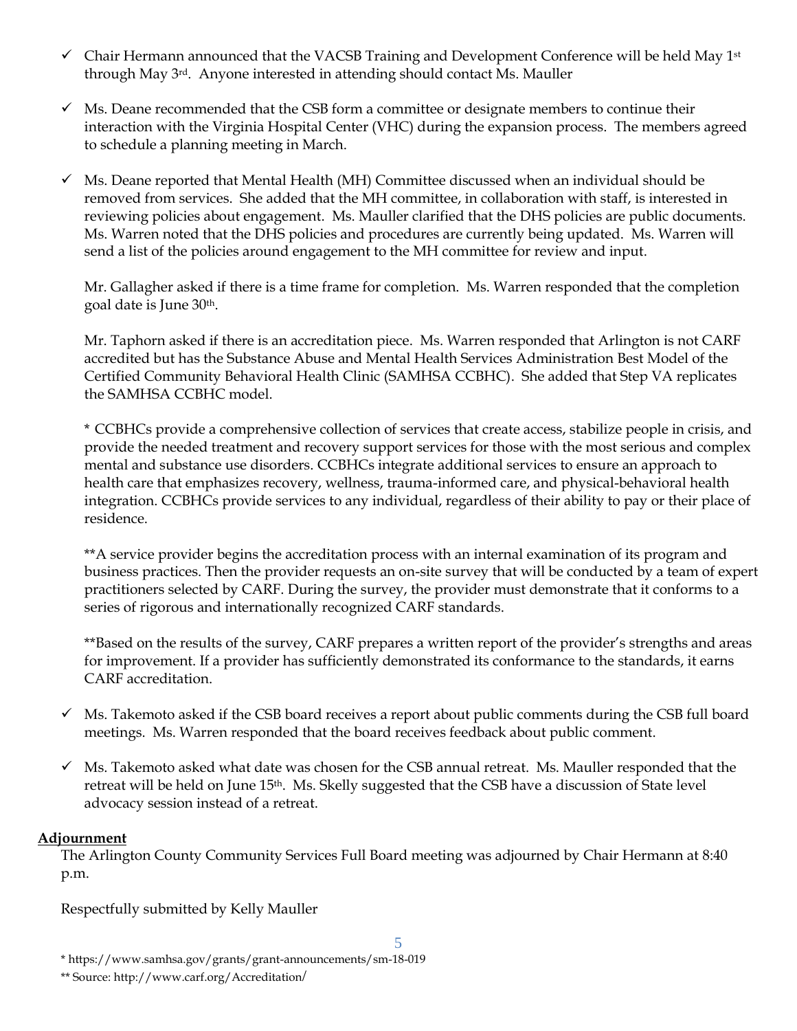- ✓ Chair Hermann announced that the VACSB Training and Development Conference will be held May 1st through May 3rd. Anyone interested in attending should contact Ms. Mauller

- ✓ Ms. Deane recommended that the CSB form a committee or designate members to continue their interaction with the Virginia Hospital Center (VHC) during the expansion process. The members agreed to schedule a planning meeting in March.

- ✓ Ms. Deane reported that Mental Health (MH) Committee discussed when an individual should be removed from services. She added that the MH committee, in collaboration with staff, is interested in reviewing policies about engagement. Ms. Mauller clarified that the DHS policies are public documents. Ms. Warren noted that the DHS policies and procedures are currently being updated. Ms. Warren will send a list of the policies around engagement to the MH committee for review and input.

  Mr. Gallagher asked if there is a time frame for completion. Ms. Warren responded that the completion goal date is June 30th.

  Mr. Taphorn asked if there is an accreditation piece. Ms. Warren responded that Arlington is not CARF accredited but has the Substance Abuse and Mental Health Services Administration Best Model of the Certified Community Behavioral Health Clinic (SAMHSA CCBHC). She added that Step VA replicates the SAMHSA CCBHC model.

  * CCBHCs provide a comprehensive collection of services that create access, stabilize people in crisis, and provide the needed treatment and recovery support services for those with the most serious and complex mental and substance use disorders. CCBHCs integrate additional services to ensure an approach to health care that emphasizes recovery, wellness, trauma-informed care, and physical-behavioral health integration. CCBHCs provide services to any individual, regardless of their ability to pay or their place of residence.

  **A service provider begins the accreditation process with an internal examination of its program and business practices. Then the provider requests an on-site survey that will be conducted by a team of expert practitioners selected by CARF. During the survey, the provider must demonstrate that it conforms to a series of rigorous and internationally recognized CARF standards.

  **Based on the results of the survey, CARF prepares a written report of the provider's strengths and areas for improvement. If a provider has sufficiently demonstrated its conformance to the standards, it earns CARF accreditation.

- ✓ Ms. Takemoto asked if the CSB board receives a report about public comments during the CSB full board meetings. Ms. Warren responded that the board receives feedback about public comment.

- ✓ Ms. Takemoto asked what date was chosen for the CSB annual retreat. Ms. Mauller responded that the retreat will be held on June 15th. Ms. Skelly suggested that the CSB have a discussion of State level advocacy session instead of a retreat.

**Adjournment**

The Arlington County Community Services Full Board meeting was adjourned by Chair Hermann at 8:40 p.m.

Respectfully submitted by Kelly Mauller

* https://www.samhsa.gov/grants/grant-announcements/sm-18-019

** Source: http://www.carf.org/Accreditation/